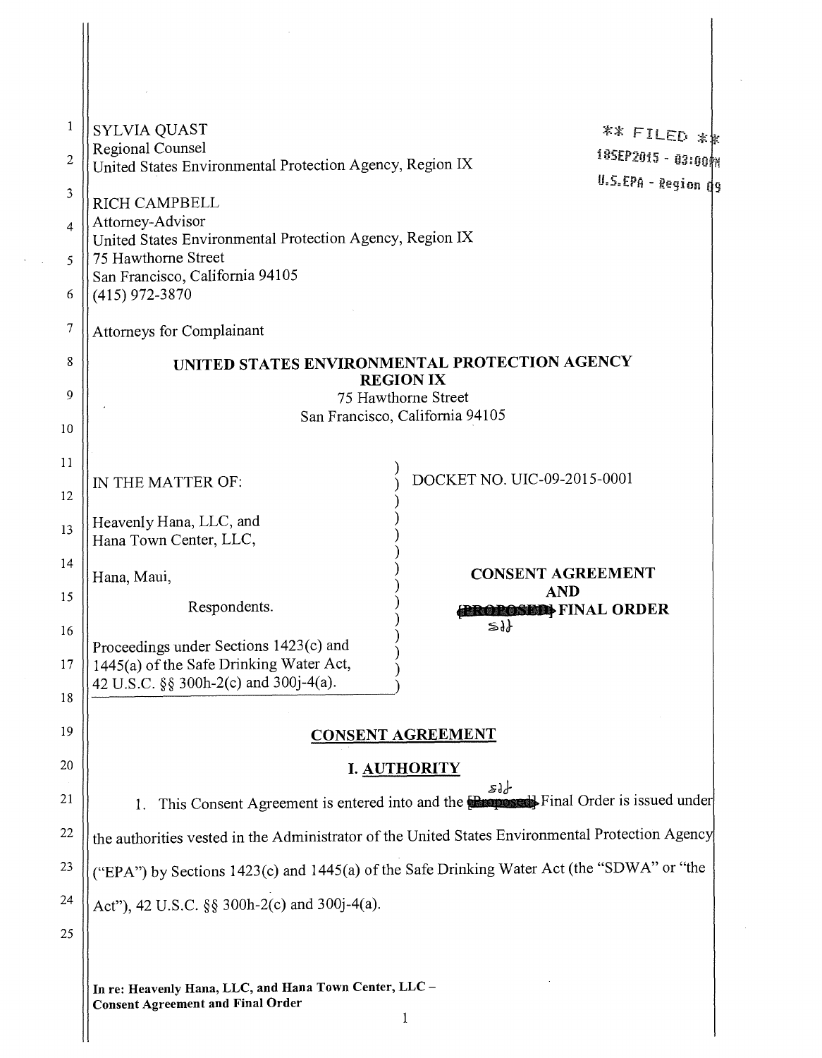SYLVIA QUAST
Regional Counsel
United States Environmental Protection Agency, Region IX

** FILED **
18SEP2015 - 03:00PM
U.S.EPA - Region 09

RICH CAMPBELL
Attorney-Advisor
United States Environmental Protection Agency, Region IX
75 Hawthorne Street
San Francisco, California 94105
(415) 972-3870

Attorneys for Complainant

**UNITED STATES ENVIRONMENTAL PROTECTION AGENCY**
**REGION IX**
75 Hawthorne Street
San Francisco, California 94105

IN THE MATTER OF:

Heavenly Hana, LLC, and
Hana Town Center, LLC,

Hana, Maui,

Respondents.

Proceedings under Sections 1423(c) and 1445(a) of the Safe Drinking Water Act, 42 U.S.C. §§ 300h-2(c) and 300j-4(a).

DOCKET NO. UIC-09-2015-0001

**CONSENT AGREEMENT AND ~~[PROPOSED]~~ FINAL ORDER**

## CONSENT AGREEMENT

### I. AUTHORITY

1. This Consent Agreement is entered into and the ~~[Proposed]~~ Final Order is issued under the authorities vested in the Administrator of the United States Environmental Protection Agency ("EPA") by Sections 1423(c) and 1445(a) of the Safe Drinking Water Act (the "SDWA" or "the Act"), 42 U.S.C. §§ 300h-2(c) and 300j-4(a).

In re: Heavenly Hana, LLC, and Hana Town Center, LLC – Consent Agreement and Final Order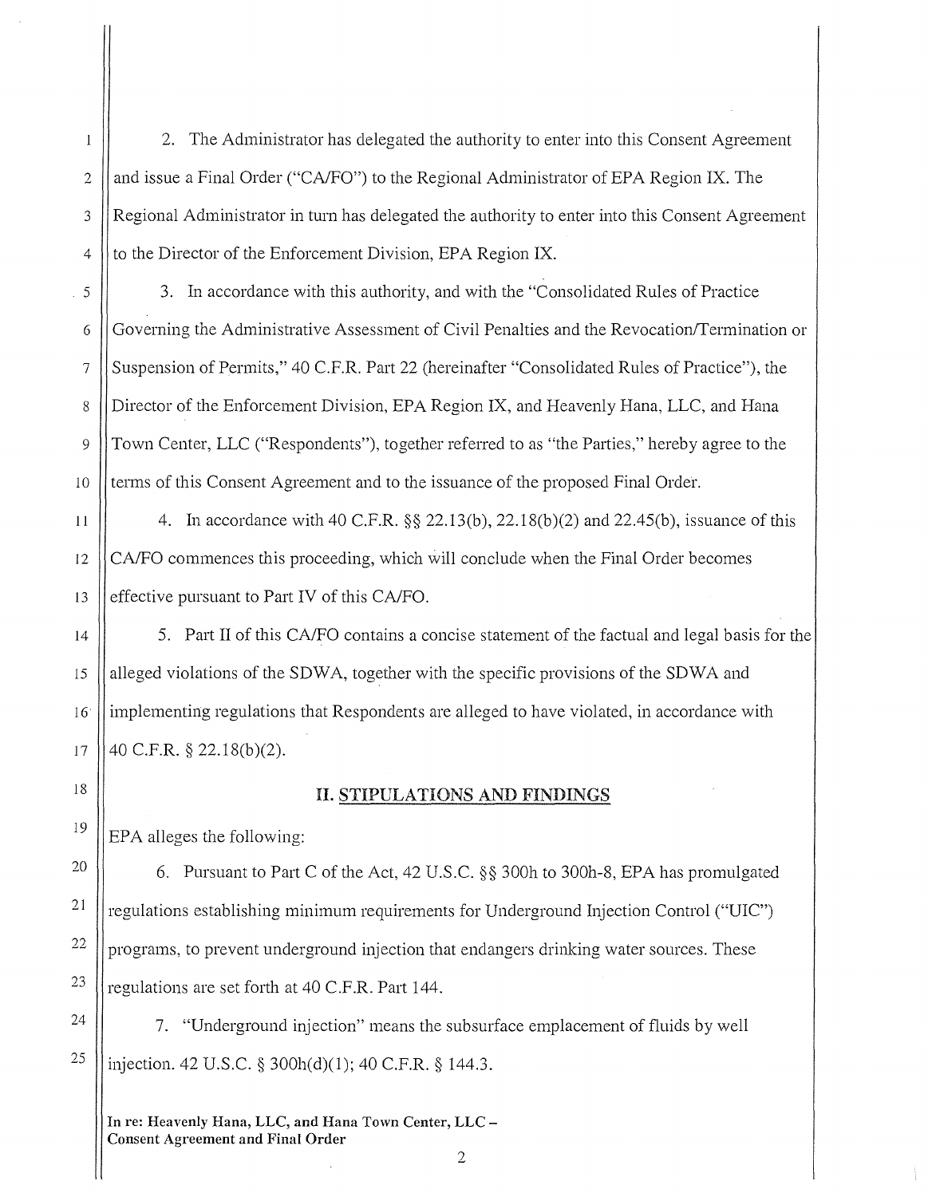2. The Administrator has delegated the authority to enter into this Consent Agreement and issue a Final Order ("CA/FO") to the Regional Administrator of EPA Region IX. The Regional Administrator in turn has delegated the authority to enter into this Consent Agreement to the Director of the Enforcement Division, EPA Region IX.

3. In accordance with this authority, and with the "Consolidated Rules of Practice Governing the Administrative Assessment of Civil Penalties and the Revocation/Termination or Suspension of Permits," 40 C.F.R. Part 22 (hereinafter "Consolidated Rules of Practice"), the Director of the Enforcement Division, EPA Region IX, and Heavenly Hana, LLC, and Hana Town Center, LLC ("Respondents"), together referred to as "the Parties," hereby agree to the terms of this Consent Agreement and to the issuance of the proposed Final Order.

4. In accordance with 40 C.F.R. §§ 22.13(b), 22.18(b)(2) and 22.45(b), issuance of this CA/FO commences this proceeding, which will conclude when the Final Order becomes effective pursuant to Part IV of this CA/FO.

5. Part II of this CA/FO contains a concise statement of the factual and legal basis for the alleged violations of the SDWA, together with the specific provisions of the SDWA and implementing regulations that Respondents are alleged to have violated, in accordance with 40 C.F.R. § 22.18(b)(2).

## II. STIPULATIONS AND FINDINGS

EPA alleges the following:

6. Pursuant to Part C of the Act, 42 U.S.C. §§ 300h to 300h-8, EPA has promulgated regulations establishing minimum requirements for Underground Injection Control ("UIC") programs, to prevent underground injection that endangers drinking water sources. These regulations are set forth at 40 C.F.R. Part 144.

7. "Underground injection" means the subsurface emplacement of fluids by well injection. 42 U.S.C. § 300h(d)(1); 40 C.F.R. § 144.3.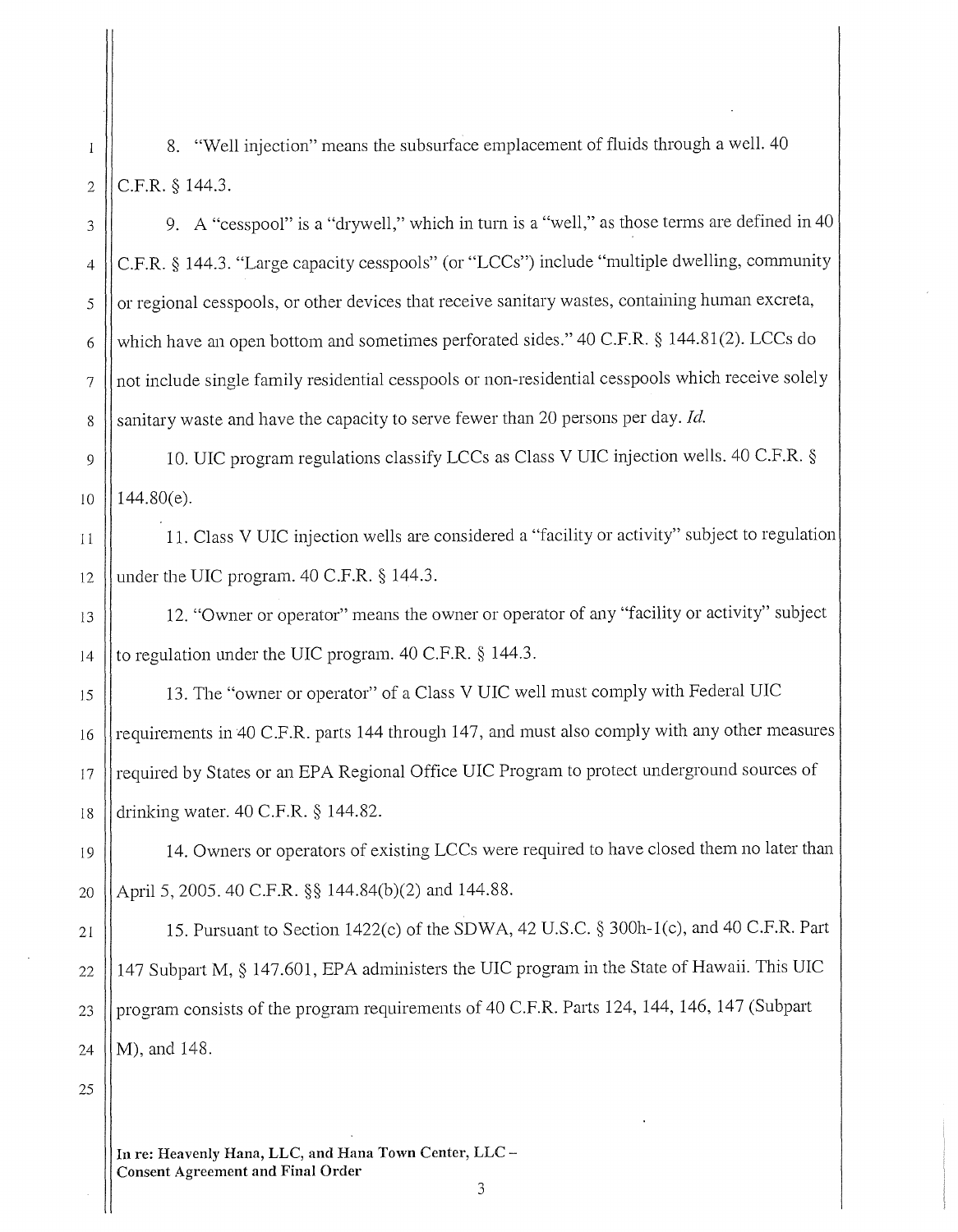8. "Well injection" means the subsurface emplacement of fluids through a well. 40 C.F.R. § 144.3.

9. A "cesspool" is a "drywell," which in turn is a "well," as those terms are defined in 40 C.F.R. § 144.3. "Large capacity cesspools" (or "LCCs") include "multiple dwelling, community or regional cesspools, or other devices that receive sanitary wastes, containing human excreta, which have an open bottom and sometimes perforated sides." 40 C.F.R. § 144.81(2). LCCs do not include single family residential cesspools or non-residential cesspools which receive solely sanitary waste and have the capacity to serve fewer than 20 persons per day. *Id.*

10. UIC program regulations classify LCCs as Class V UIC injection wells. 40 C.F.R. § 144.80(e).

11. Class V UIC injection wells are considered a "facility or activity" subject to regulation under the UIC program. 40 C.F.R. § 144.3.

12. "Owner or operator" means the owner or operator of any "facility or activity" subject to regulation under the UIC program. 40 C.F.R. § 144.3.

13. The "owner or operator" of a Class V UIC well must comply with Federal UIC requirements in 40 C.F.R. parts 144 through 147, and must also comply with any other measures required by States or an EPA Regional Office UIC Program to protect underground sources of drinking water. 40 C.F.R. § 144.82.

14. Owners or operators of existing LCCs were required to have closed them no later than April 5, 2005. 40 C.F.R. §§ 144.84(b)(2) and 144.88.

15. Pursuant to Section 1422(c) of the SDWA, 42 U.S.C. § 300h-1(c), and 40 C.F.R. Part 147 Subpart M, § 147.601, EPA administers the UIC program in the State of Hawaii. This UIC program consists of the program requirements of 40 C.F.R. Parts 124, 144, 146, 147 (Subpart M), and 148.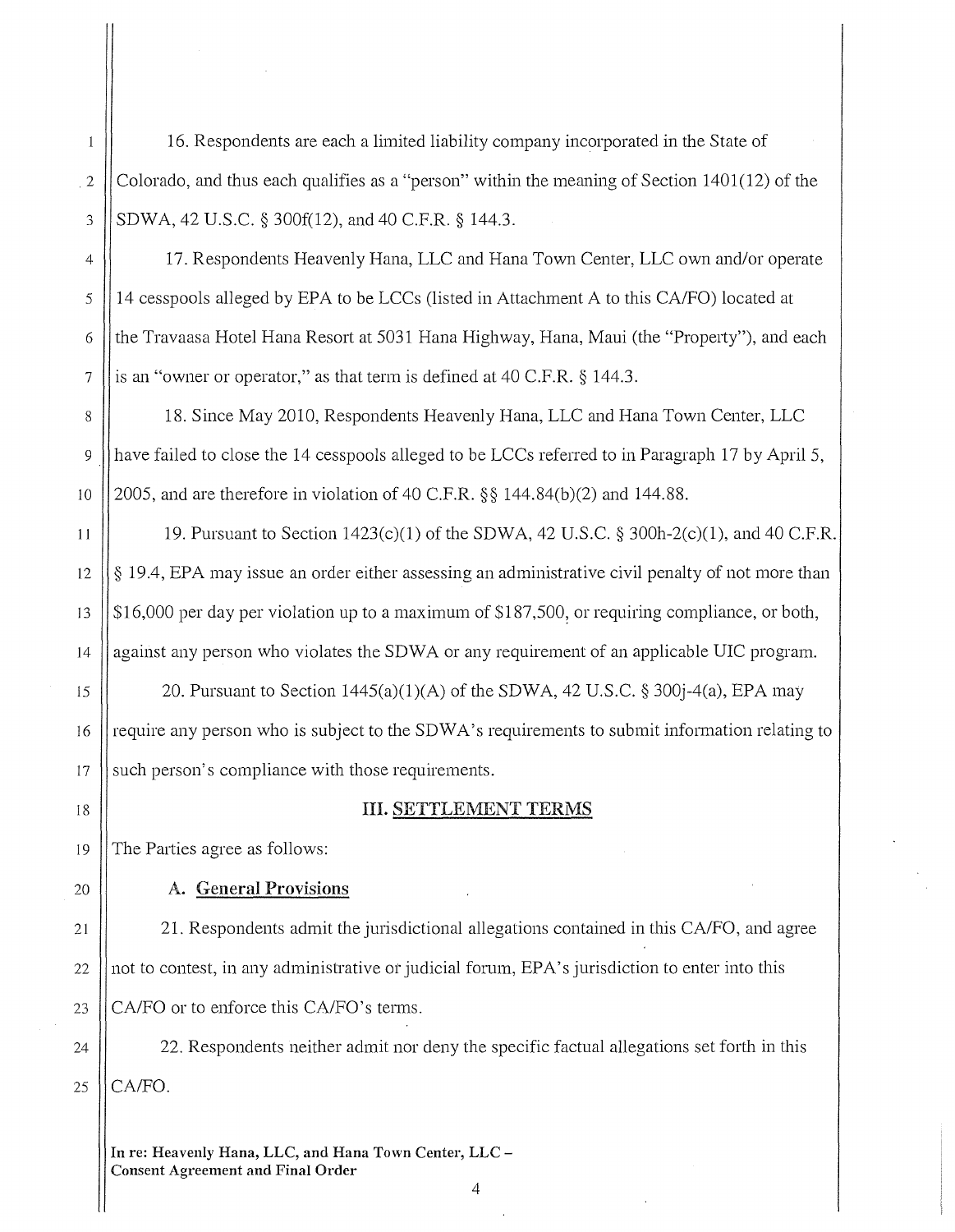16. Respondents are each a limited liability company incorporated in the State of Colorado, and thus each qualifies as a "person" within the meaning of Section 1401(12) of the SDWA, 42 U.S.C. § 300f(12), and 40 C.F.R. § 144.3.

17. Respondents Heavenly Hana, LLC and Hana Town Center, LLC own and/or operate 14 cesspools alleged by EPA to be LCCs (listed in Attachment A to this CA/FO) located at the Travaasa Hotel Hana Resort at 5031 Hana Highway, Hana, Maui (the "Property"), and each is an "owner or operator," as that term is defined at 40 C.F.R. § 144.3.

18. Since May 2010, Respondents Heavenly Hana, LLC and Hana Town Center, LLC have failed to close the 14 cesspools alleged to be LCCs referred to in Paragraph 17 by April 5, 2005, and are therefore in violation of 40 C.F.R. §§ 144.84(b)(2) and 144.88.

19. Pursuant to Section 1423(c)(1) of the SDWA, 42 U.S.C. § 300h-2(c)(1), and 40 C.F.R. § 19.4, EPA may issue an order either assessing an administrative civil penalty of not more than $16,000 per day per violation up to a maximum of $187,500, or requiring compliance, or both, against any person who violates the SDWA or any requirement of an applicable UIC program.

20. Pursuant to Section 1445(a)(1)(A) of the SDWA, 42 U.S.C. § 300j-4(a), EPA may require any person who is subject to the SDWA's requirements to submit information relating to such person's compliance with those requirements.

## III. SETTLEMENT TERMS

The Parties agree as follows:

### A. General Provisions

21. Respondents admit the jurisdictional allegations contained in this CA/FO, and agree not to contest, in any administrative or judicial forum, EPA's jurisdiction to enter into this CA/FO or to enforce this CA/FO's terms.

22. Respondents neither admit nor deny the specific factual allegations set forth in this CA/FO.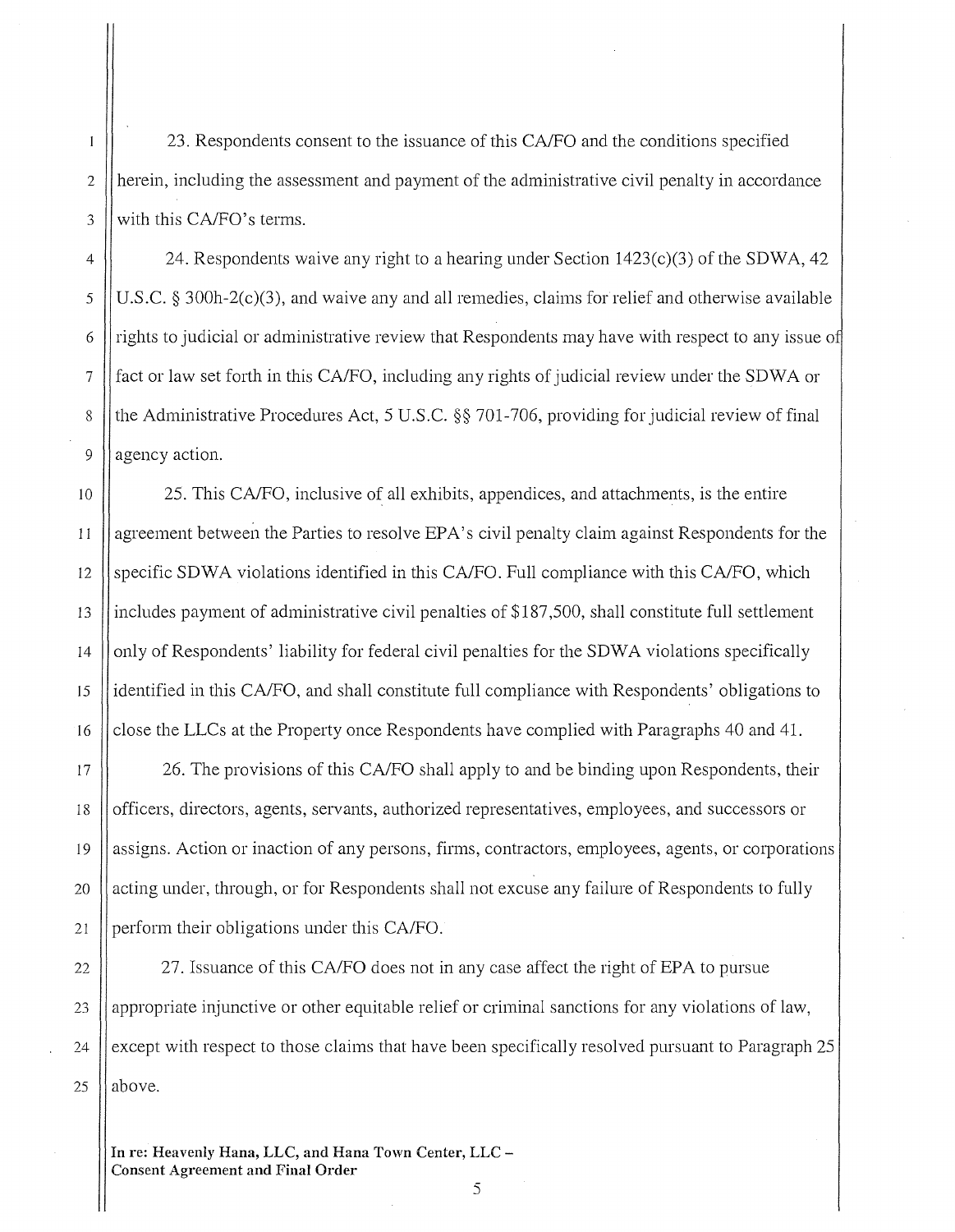23. Respondents consent to the issuance of this CA/FO and the conditions specified herein, including the assessment and payment of the administrative civil penalty in accordance with this CA/FO's terms.

24. Respondents waive any right to a hearing under Section 1423(c)(3) of the SDWA, 42 U.S.C. § 300h-2(c)(3), and waive any and all remedies, claims for relief and otherwise available rights to judicial or administrative review that Respondents may have with respect to any issue of fact or law set forth in this CA/FO, including any rights of judicial review under the SDWA or the Administrative Procedures Act, 5 U.S.C. §§ 701-706, providing for judicial review of final agency action.

25. This CA/FO, inclusive of all exhibits, appendices, and attachments, is the entire agreement between the Parties to resolve EPA's civil penalty claim against Respondents for the specific SDWA violations identified in this CA/FO. Full compliance with this CA/FO, which includes payment of administrative civil penalties of $187,500, shall constitute full settlement only of Respondents' liability for federal civil penalties for the SDWA violations specifically identified in this CA/FO, and shall constitute full compliance with Respondents' obligations to close the LLCs at the Property once Respondents have complied with Paragraphs 40 and 41.

26. The provisions of this CA/FO shall apply to and be binding upon Respondents, their officers, directors, agents, servants, authorized representatives, employees, and successors or assigns. Action or inaction of any persons, firms, contractors, employees, agents, or corporations acting under, through, or for Respondents shall not excuse any failure of Respondents to fully perform their obligations under this CA/FO.

27. Issuance of this CA/FO does not in any case affect the right of EPA to pursue appropriate injunctive or other equitable relief or criminal sanctions for any violations of law, except with respect to those claims that have been specifically resolved pursuant to Paragraph 25 above.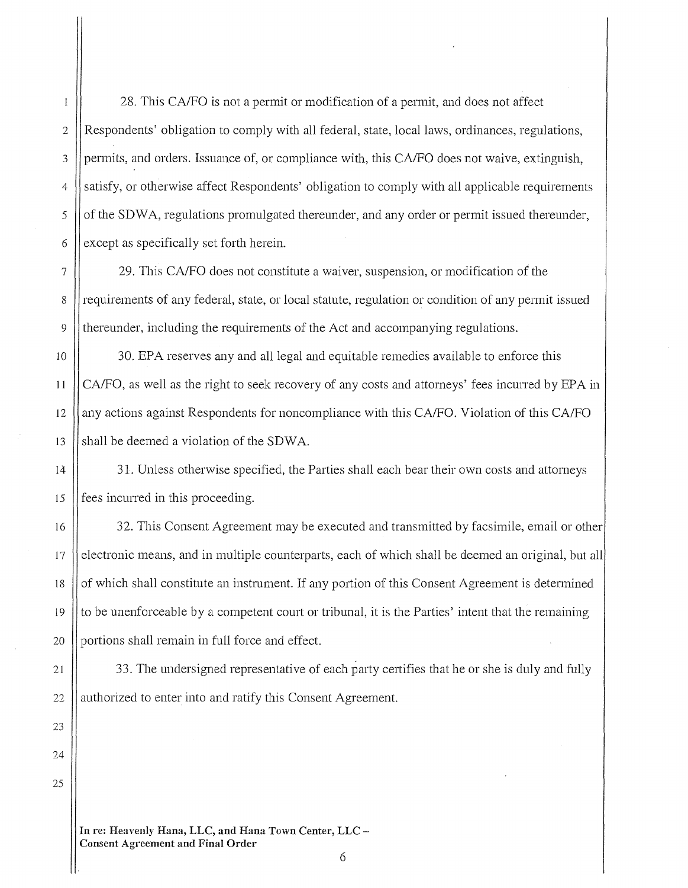28. This CA/FO is not a permit or modification of a permit, and does not affect Respondents' obligation to comply with all federal, state, local laws, ordinances, regulations, permits, and orders. Issuance of, or compliance with, this CA/FO does not waive, extinguish, satisfy, or otherwise affect Respondents' obligation to comply with all applicable requirements of the SDWA, regulations promulgated thereunder, and any order or permit issued thereunder, except as specifically set forth herein.

29. This CA/FO does not constitute a waiver, suspension, or modification of the requirements of any federal, state, or local statute, regulation or condition of any permit issued thereunder, including the requirements of the Act and accompanying regulations.

30. EPA reserves any and all legal and equitable remedies available to enforce this CA/FO, as well as the right to seek recovery of any costs and attorneys' fees incurred by EPA in any actions against Respondents for noncompliance with this CA/FO. Violation of this CA/FO shall be deemed a violation of the SDWA.

31. Unless otherwise specified, the Parties shall each bear their own costs and attorneys fees incurred in this proceeding.

32. This Consent Agreement may be executed and transmitted by facsimile, email or other electronic means, and in multiple counterparts, each of which shall be deemed an original, but all of which shall constitute an instrument. If any portion of this Consent Agreement is determined to be unenforceable by a competent court or tribunal, it is the Parties' intent that the remaining portions shall remain in full force and effect.

33. The undersigned representative of each party certifies that he or she is duly and fully authorized to enter into and ratify this Consent Agreement.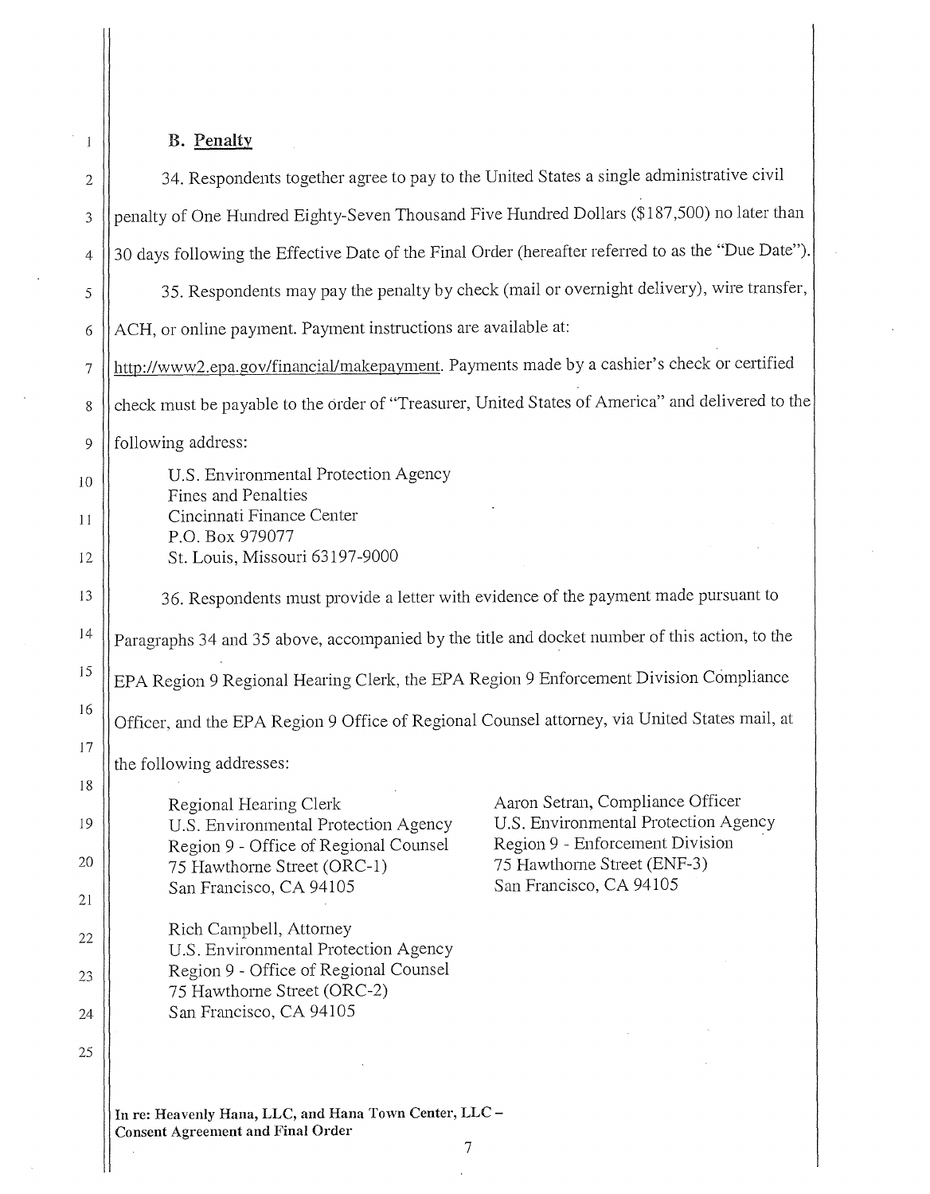## B. Penalty

34. Respondents together agree to pay to the United States a single administrative civil penalty of One Hundred Eighty-Seven Thousand Five Hundred Dollars ($187,500) no later than 30 days following the Effective Date of the Final Order (hereafter referred to as the "Due Date").

35. Respondents may pay the penalty by check (mail or overnight delivery), wire transfer, ACH, or online payment. Payment instructions are available at: http://www2.epa.gov/financial/makepayment. Payments made by a cashier's check or certified check must be payable to the order of "Treasurer, United States of America" and delivered to the following address:

U.S. Environmental Protection Agency
Fines and Penalties
Cincinnati Finance Center
P.O. Box 979077
St. Louis, Missouri 63197-9000

36. Respondents must provide a letter with evidence of the payment made pursuant to Paragraphs 34 and 35 above, accompanied by the title and docket number of this action, to the EPA Region 9 Regional Hearing Clerk, the EPA Region 9 Enforcement Division Compliance Officer, and the EPA Region 9 Office of Regional Counsel attorney, via United States mail, at the following addresses:

Regional Hearing Clerk
U.S. Environmental Protection Agency
Region 9 - Office of Regional Counsel
75 Hawthorne Street (ORC-1)
San Francisco, CA 94105

Aaron Setran, Compliance Officer
U.S. Environmental Protection Agency
Region 9 - Enforcement Division
75 Hawthorne Street (ENF-3)
San Francisco, CA 94105

Rich Campbell, Attorney
U.S. Environmental Protection Agency
Region 9 - Office of Regional Counsel
75 Hawthorne Street (ORC-2)
San Francisco, CA 94105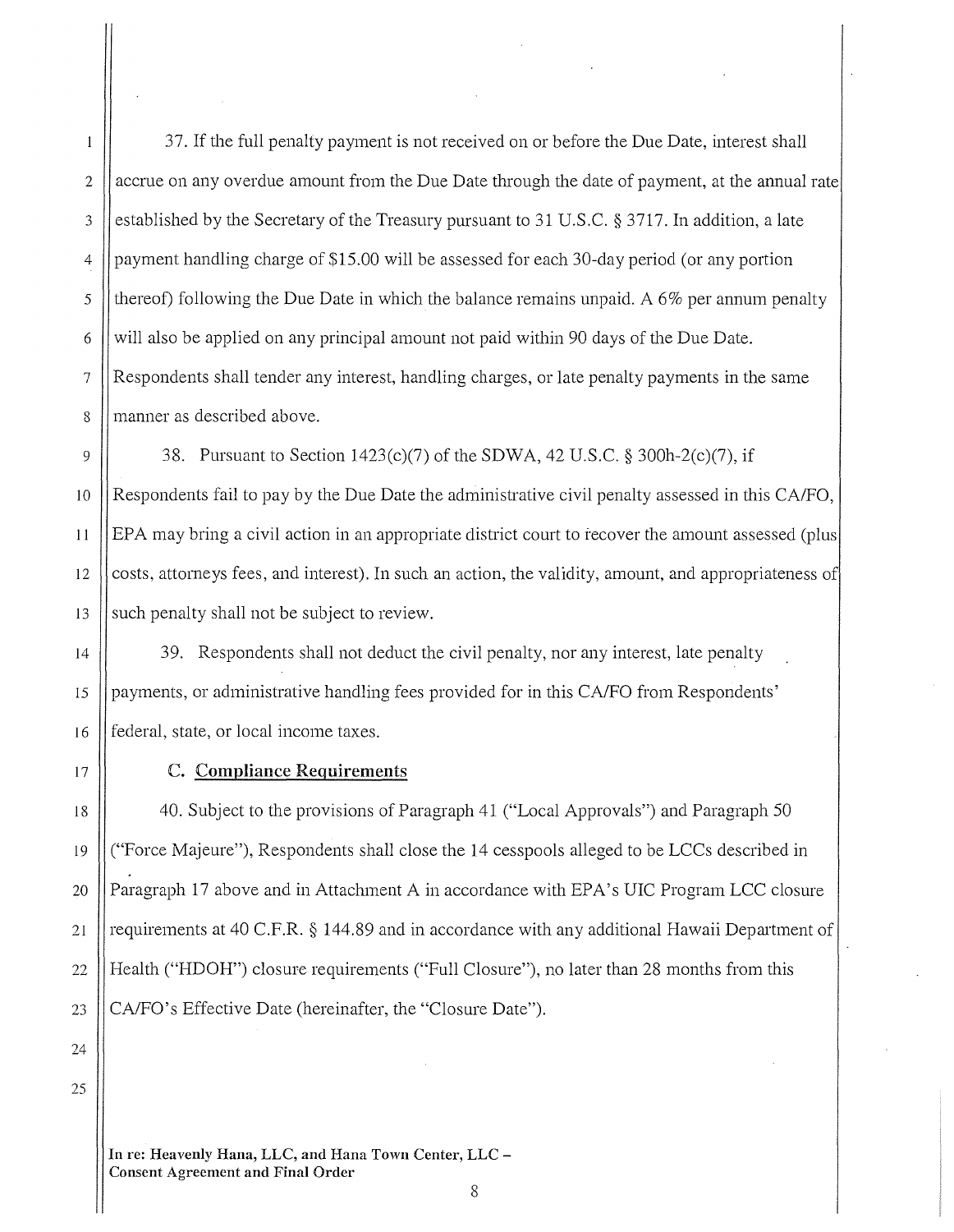37. If the full penalty payment is not received on or before the Due Date, interest shall accrue on any overdue amount from the Due Date through the date of payment, at the annual rate established by the Secretary of the Treasury pursuant to 31 U.S.C. § 3717. In addition, a late payment handling charge of $15.00 will be assessed for each 30-day period (or any portion thereof) following the Due Date in which the balance remains unpaid. A 6% per annum penalty will also be applied on any principal amount not paid within 90 days of the Due Date. Respondents shall tender any interest, handling charges, or late penalty payments in the same manner as described above.

38. Pursuant to Section 1423(c)(7) of the SDWA, 42 U.S.C. § 300h-2(c)(7), if Respondents fail to pay by the Due Date the administrative civil penalty assessed in this CA/FO, EPA may bring a civil action in an appropriate district court to recover the amount assessed (plus costs, attorneys fees, and interest). In such an action, the validity, amount, and appropriateness of such penalty shall not be subject to review.

39. Respondents shall not deduct the civil penalty, nor any interest, late penalty payments, or administrative handling fees provided for in this CA/FO from Respondents' federal, state, or local income taxes.

### C. Compliance Requirements

40. Subject to the provisions of Paragraph 41 ("Local Approvals") and Paragraph 50 ("Force Majeure"), Respondents shall close the 14 cesspools alleged to be LCCs described in Paragraph 17 above and in Attachment A in accordance with EPA's UIC Program LCC closure requirements at 40 C.F.R. § 144.89 and in accordance with any additional Hawaii Department of Health ("HDOH") closure requirements ("Full Closure"), no later than 28 months from this CA/FO's Effective Date (hereinafter, the "Closure Date").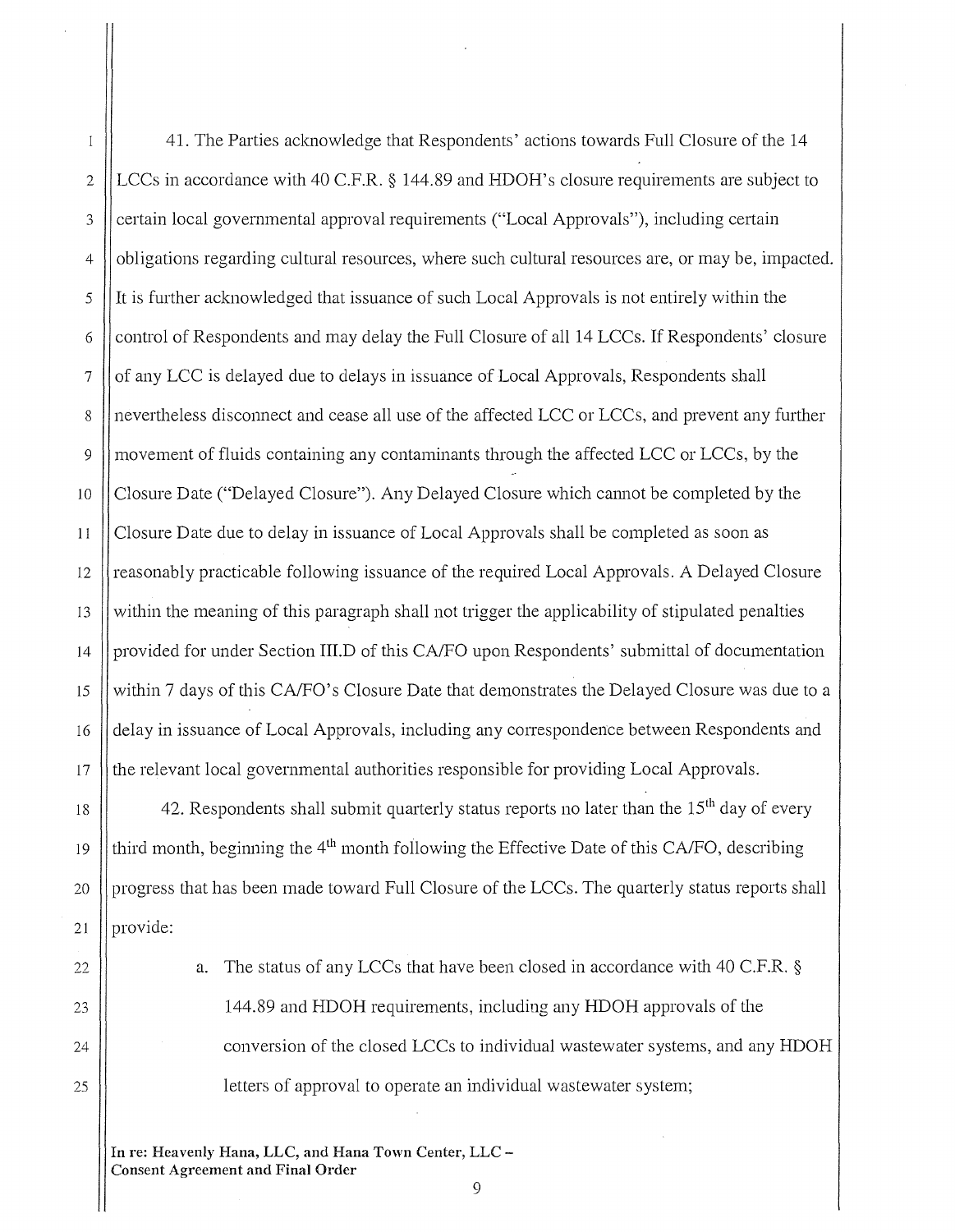41. The Parties acknowledge that Respondents' actions towards Full Closure of the 14 LCCs in accordance with 40 C.F.R. § 144.89 and HDOH's closure requirements are subject to certain local governmental approval requirements ("Local Approvals"), including certain obligations regarding cultural resources, where such cultural resources are, or may be, impacted. It is further acknowledged that issuance of such Local Approvals is not entirely within the control of Respondents and may delay the Full Closure of all 14 LCCs. If Respondents' closure of any LCC is delayed due to delays in issuance of Local Approvals, Respondents shall nevertheless disconnect and cease all use of the affected LCC or LCCs, and prevent any further movement of fluids containing any contaminants through the affected LCC or LCCs, by the Closure Date ("Delayed Closure"). Any Delayed Closure which cannot be completed by the Closure Date due to delay in issuance of Local Approvals shall be completed as soon as reasonably practicable following issuance of the required Local Approvals. A Delayed Closure within the meaning of this paragraph shall not trigger the applicability of stipulated penalties provided for under Section III.D of this CA/FO upon Respondents' submittal of documentation within 7 days of this CA/FO's Closure Date that demonstrates the Delayed Closure was due to a delay in issuance of Local Approvals, including any correspondence between Respondents and the relevant local governmental authorities responsible for providing Local Approvals.

42. Respondents shall submit quarterly status reports no later than the 15th day of every third month, beginning the 4th month following the Effective Date of this CA/FO, describing progress that has been made toward Full Closure of the LCCs. The quarterly status reports shall provide:

a. The status of any LCCs that have been closed in accordance with 40 C.F.R. § 144.89 and HDOH requirements, including any HDOH approvals of the conversion of the closed LCCs to individual wastewater systems, and any HDOH letters of approval to operate an individual wastewater system;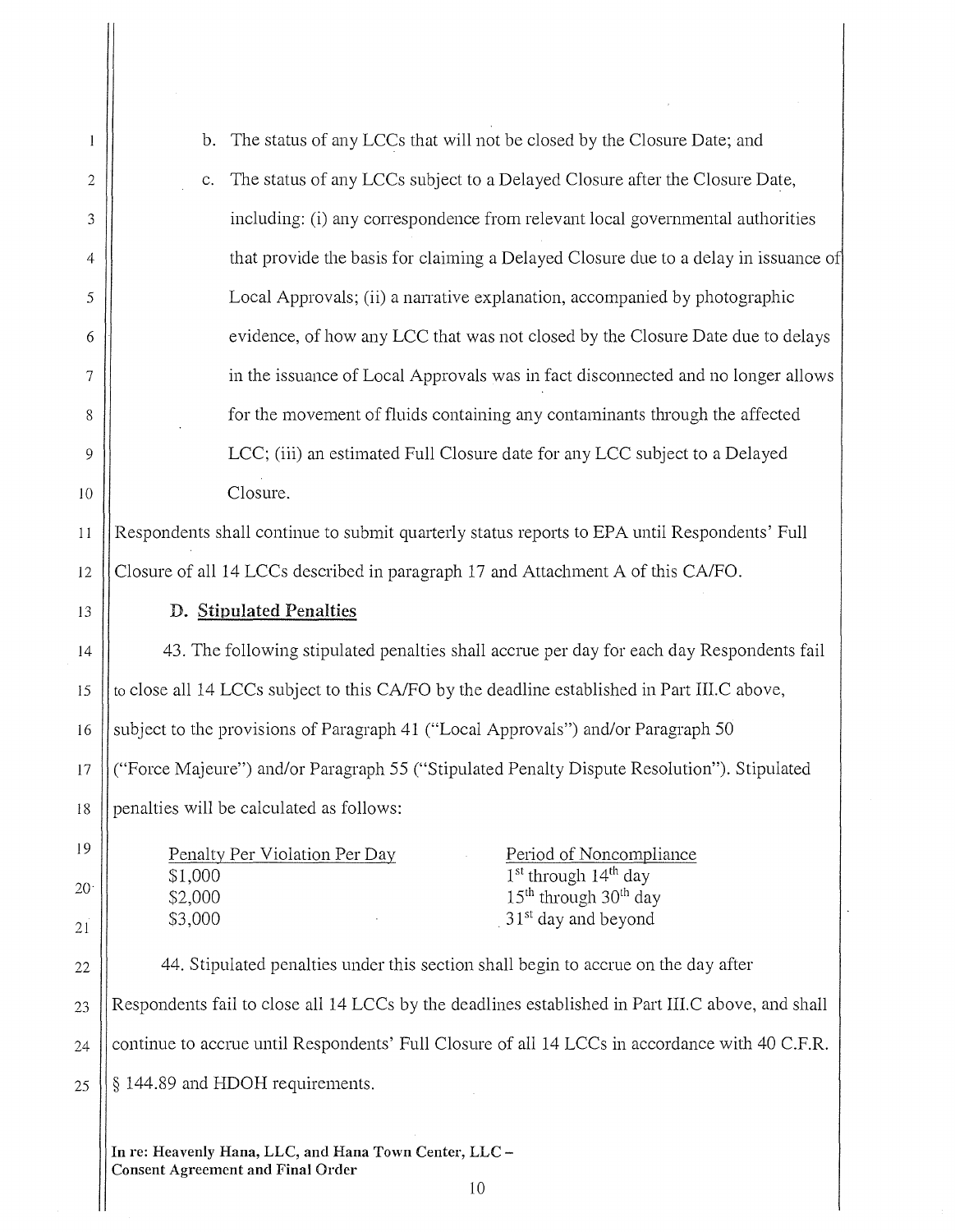b. The status of any LCCs that will not be closed by the Closure Date; and

c. The status of any LCCs subject to a Delayed Closure after the Closure Date, including: (i) any correspondence from relevant local governmental authorities that provide the basis for claiming a Delayed Closure due to a delay in issuance of Local Approvals; (ii) a narrative explanation, accompanied by photographic evidence, of how any LCC that was not closed by the Closure Date due to delays in the issuance of Local Approvals was in fact disconnected and no longer allows for the movement of fluids containing any contaminants through the affected LCC; (iii) an estimated Full Closure date for any LCC subject to a Delayed Closure.

Respondents shall continue to submit quarterly status reports to EPA until Respondents' Full Closure of all 14 LCCs described in paragraph 17 and Attachment A of this CA/FO.

### D. Stipulated Penalties

43. The following stipulated penalties shall accrue per day for each day Respondents fail to close all 14 LCCs subject to this CA/FO by the deadline established in Part III.C above, subject to the provisions of Paragraph 41 ("Local Approvals") and/or Paragraph 50 ("Force Majeure") and/or Paragraph 55 ("Stipulated Penalty Dispute Resolution"). Stipulated penalties will be calculated as follows:

| Penalty Per Violation Per Day | Period of Noncompliance |
|---|---|
| $1,000 | 1st through 14th day |
| $2,000 | 15th through 30th day |
| $3,000 | 31st day and beyond |

44. Stipulated penalties under this section shall begin to accrue on the day after Respondents fail to close all 14 LCCs by the deadlines established in Part III.C above, and shall continue to accrue until Respondents' Full Closure of all 14 LCCs in accordance with 40 C.F.R. § 144.89 and HDOH requirements.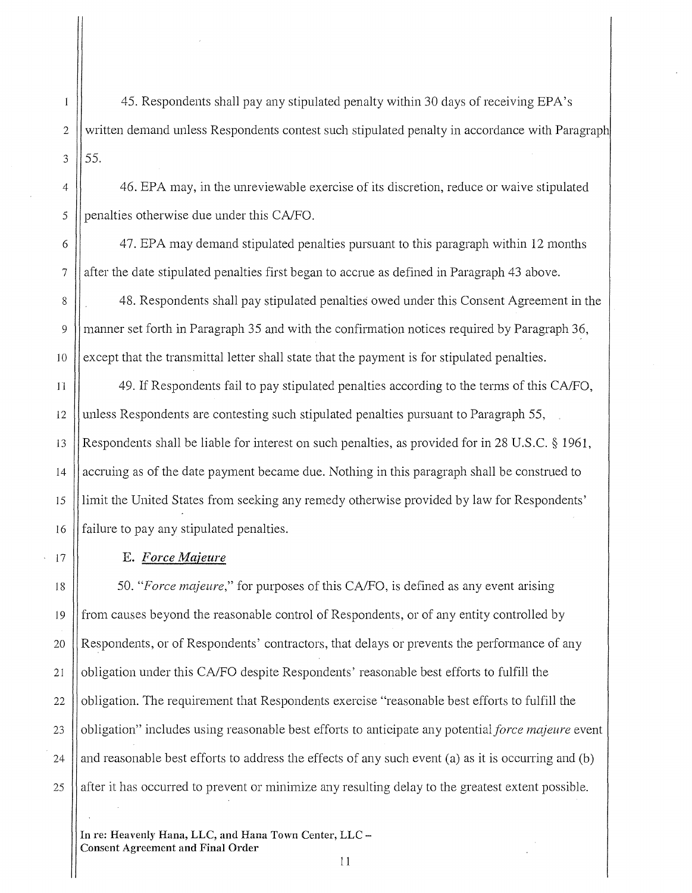45. Respondents shall pay any stipulated penalty within 30 days of receiving EPA's written demand unless Respondents contest such stipulated penalty in accordance with Paragraph 55.

46. EPA may, in the unreviewable exercise of its discretion, reduce or waive stipulated penalties otherwise due under this CA/FO.

47. EPA may demand stipulated penalties pursuant to this paragraph within 12 months after the date stipulated penalties first began to accrue as defined in Paragraph 43 above.

48. Respondents shall pay stipulated penalties owed under this Consent Agreement in the manner set forth in Paragraph 35 and with the confirmation notices required by Paragraph 36, except that the transmittal letter shall state that the payment is for stipulated penalties.

49. If Respondents fail to pay stipulated penalties according to the terms of this CA/FO, unless Respondents are contesting such stipulated penalties pursuant to Paragraph 55, Respondents shall be liable for interest on such penalties, as provided for in 28 U.S.C. § 1961, accruing as of the date payment became due. Nothing in this paragraph shall be construed to limit the United States from seeking any remedy otherwise provided by law for Respondents' failure to pay any stipulated penalties.

### E. *Force Majeure*

50. "*Force majeure*," for purposes of this CA/FO, is defined as any event arising from causes beyond the reasonable control of Respondents, or of any entity controlled by Respondents, or of Respondents' contractors, that delays or prevents the performance of any obligation under this CA/FO despite Respondents' reasonable best efforts to fulfill the obligation. The requirement that Respondents exercise "reasonable best efforts to fulfill the obligation" includes using reasonable best efforts to anticipate any potential *force majeure* event and reasonable best efforts to address the effects of any such event (a) as it is occurring and (b) after it has occurred to prevent or minimize any resulting delay to the greatest extent possible.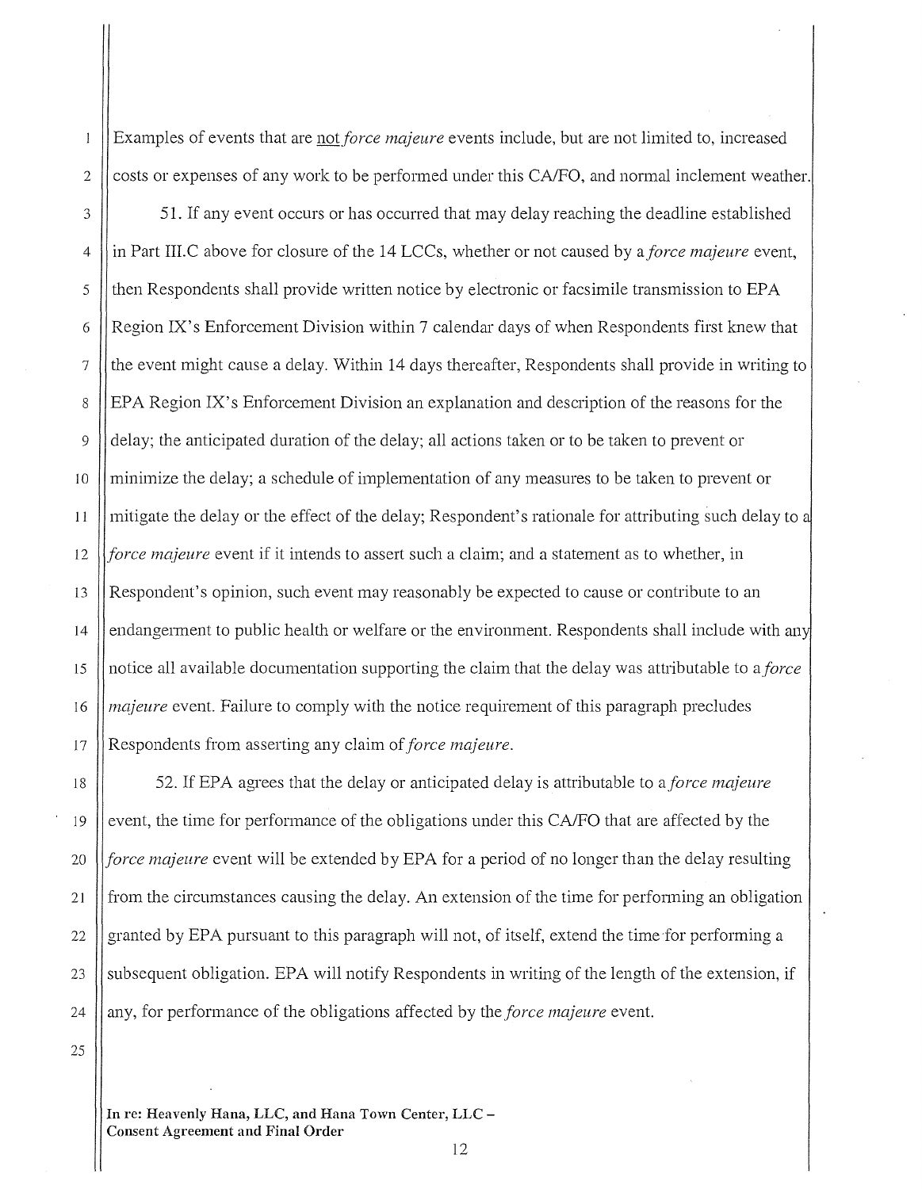Examples of events that are <u>not</u> *force majeure* events include, but are not limited to, increased costs or expenses of any work to be performed under this CA/FO, and normal inclement weather.

51. If any event occurs or has occurred that may delay reaching the deadline established in Part III.C above for closure of the 14 LCCs, whether or not caused by a *force majeure* event, then Respondents shall provide written notice by electronic or facsimile transmission to EPA Region IX's Enforcement Division within 7 calendar days of when Respondents first knew that the event might cause a delay. Within 14 days thereafter, Respondents shall provide in writing to EPA Region IX's Enforcement Division an explanation and description of the reasons for the delay; the anticipated duration of the delay; all actions taken or to be taken to prevent or minimize the delay; a schedule of implementation of any measures to be taken to prevent or mitigate the delay or the effect of the delay; Respondent's rationale for attributing such delay to a *force majeure* event if it intends to assert such a claim; and a statement as to whether, in Respondent's opinion, such event may reasonably be expected to cause or contribute to an endangerment to public health or welfare or the environment. Respondents shall include with any notice all available documentation supporting the claim that the delay was attributable to a *force majeure* event. Failure to comply with the notice requirement of this paragraph precludes Respondents from asserting any claim of *force majeure*.

52. If EPA agrees that the delay or anticipated delay is attributable to a *force majeure* event, the time for performance of the obligations under this CA/FO that are affected by the *force majeure* event will be extended by EPA for a period of no longer than the delay resulting from the circumstances causing the delay. An extension of the time for performing an obligation granted by EPA pursuant to this paragraph will not, of itself, extend the time for performing a subsequent obligation. EPA will notify Respondents in writing of the length of the extension, if any, for performance of the obligations affected by the *force majeure* event.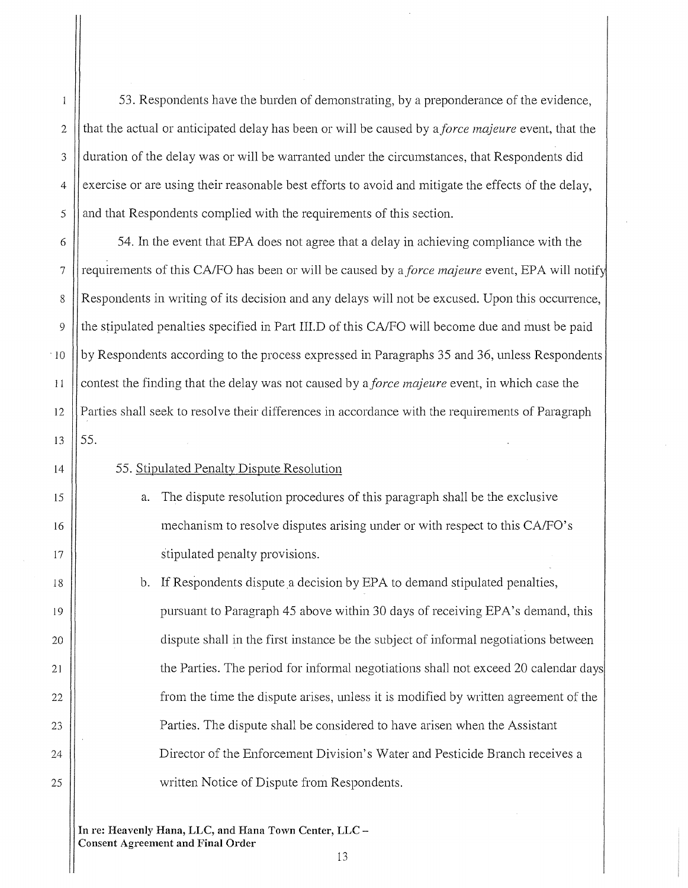53. Respondents have the burden of demonstrating, by a preponderance of the evidence, that the actual or anticipated delay has been or will be caused by a *force majeure* event, that the duration of the delay was or will be warranted under the circumstances, that Respondents did exercise or are using their reasonable best efforts to avoid and mitigate the effects of the delay, and that Respondents complied with the requirements of this section.

54. In the event that EPA does not agree that a delay in achieving compliance with the requirements of this CA/FO has been or will be caused by a *force majeure* event, EPA will notify Respondents in writing of its decision and any delays will not be excused. Upon this occurrence, the stipulated penalties specified in Part III.D of this CA/FO will become due and must be paid by Respondents according to the process expressed in Paragraphs 35 and 36, unless Respondents contest the finding that the delay was not caused by a *force majeure* event, in which case the Parties shall seek to resolve their differences in accordance with the requirements of Paragraph 55.

55. Stipulated Penalty Dispute Resolution

a. The dispute resolution procedures of this paragraph shall be the exclusive mechanism to resolve disputes arising under or with respect to this CA/FO's stipulated penalty provisions.

b. If Respondents dispute a decision by EPA to demand stipulated penalties, pursuant to Paragraph 45 above within 30 days of receiving EPA's demand, this dispute shall in the first instance be the subject of informal negotiations between the Parties. The period for informal negotiations shall not exceed 20 calendar days from the time the dispute arises, unless it is modified by written agreement of the Parties. The dispute shall be considered to have arisen when the Assistant Director of the Enforcement Division's Water and Pesticide Branch receives a written Notice of Dispute from Respondents.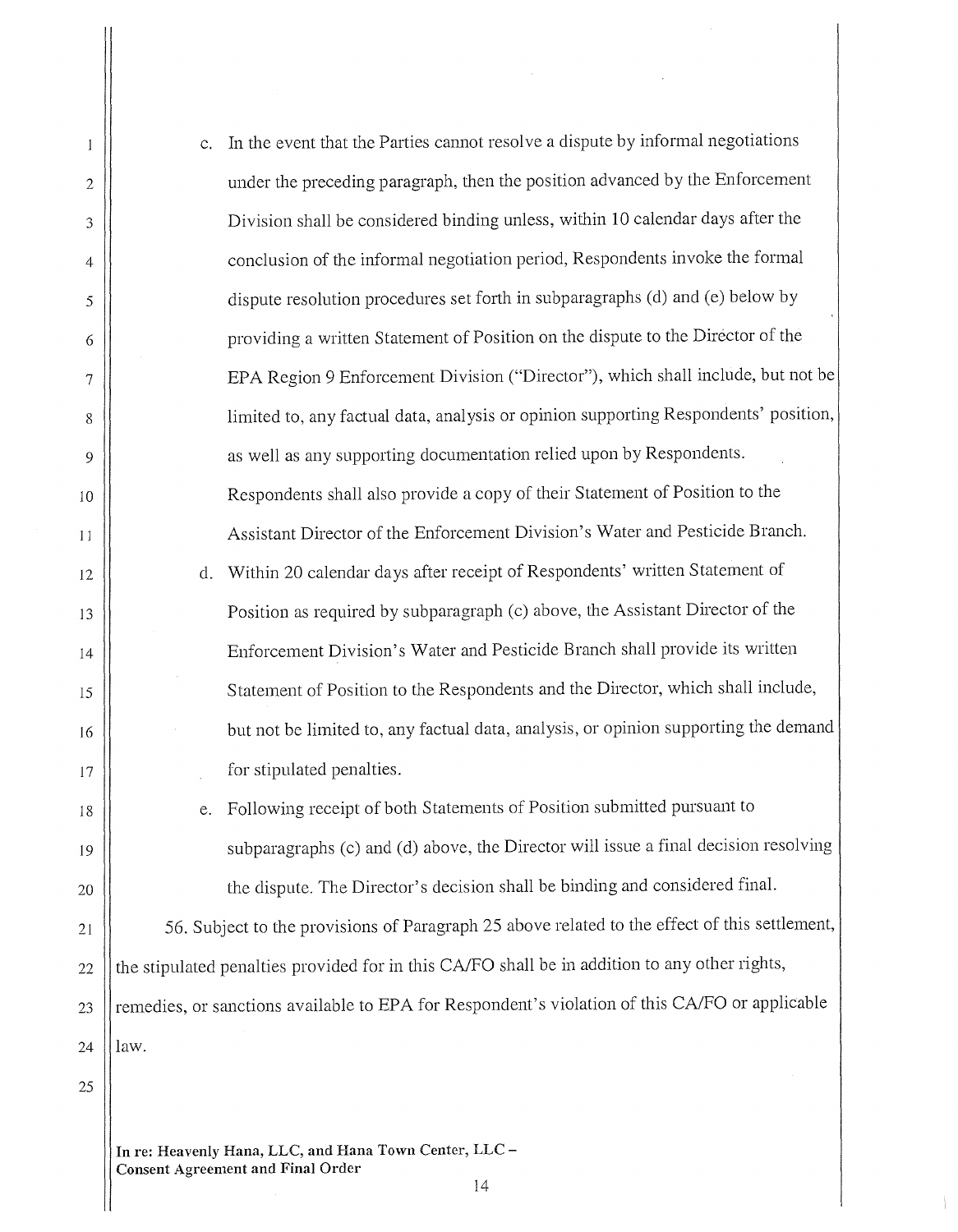c. In the event that the Parties cannot resolve a dispute by informal negotiations under the preceding paragraph, then the position advanced by the Enforcement Division shall be considered binding unless, within 10 calendar days after the conclusion of the informal negotiation period, Respondents invoke the formal dispute resolution procedures set forth in subparagraphs (d) and (e) below by providing a written Statement of Position on the dispute to the Director of the EPA Region 9 Enforcement Division ("Director"), which shall include, but not be limited to, any factual data, analysis or opinion supporting Respondents' position, as well as any supporting documentation relied upon by Respondents. Respondents shall also provide a copy of their Statement of Position to the Assistant Director of the Enforcement Division's Water and Pesticide Branch.

d. Within 20 calendar days after receipt of Respondents' written Statement of Position as required by subparagraph (c) above, the Assistant Director of the Enforcement Division's Water and Pesticide Branch shall provide its written Statement of Position to the Respondents and the Director, which shall include, but not be limited to, any factual data, analysis, or opinion supporting the demand for stipulated penalties.

e. Following receipt of both Statements of Position submitted pursuant to subparagraphs (c) and (d) above, the Director will issue a final decision resolving the dispute. The Director's decision shall be binding and considered final.

56. Subject to the provisions of Paragraph 25 above related to the effect of this settlement, the stipulated penalties provided for in this CA/FO shall be in addition to any other rights, remedies, or sanctions available to EPA for Respondent's violation of this CA/FO or applicable law.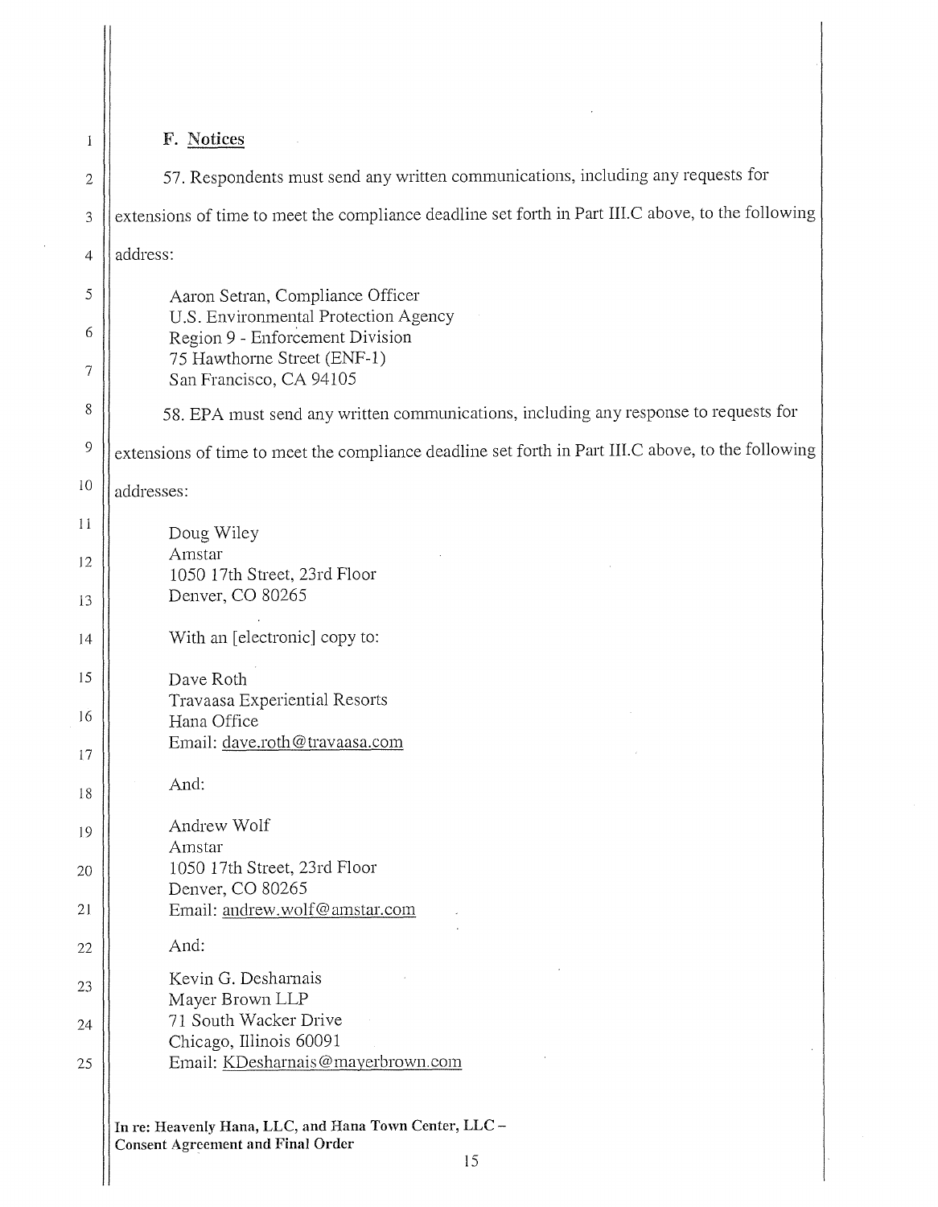### F. Notices

57. Respondents must send any written communications, including any requests for extensions of time to meet the compliance deadline set forth in Part III.C above, to the following address:

Aaron Setran, Compliance Officer
U.S. Environmental Protection Agency
Region 9 - Enforcement Division
75 Hawthorne Street (ENF-1)
San Francisco, CA 94105

58. EPA must send any written communications, including any response to requests for extensions of time to meet the compliance deadline set forth in Part III.C above, to the following addresses:

Doug Wiley
Amstar
1050 17th Street, 23rd Floor
Denver, CO 80265

With an [electronic] copy to:

Dave Roth
Travaasa Experiential Resorts
Hana Office
Email: dave.roth@travaasa.com

And:

Andrew Wolf
Amstar
1050 17th Street, 23rd Floor
Denver, CO 80265
Email: andrew.wolf@amstar.com

And:

Kevin G. Desharnais
Mayer Brown LLP
71 South Wacker Drive
Chicago, Illinois 60091
Email: KDesharnais@mayerbrown.com

**In re: Heavenly Hana, LLC, and Hana Town Center, LLC – Consent Agreement and Final Order**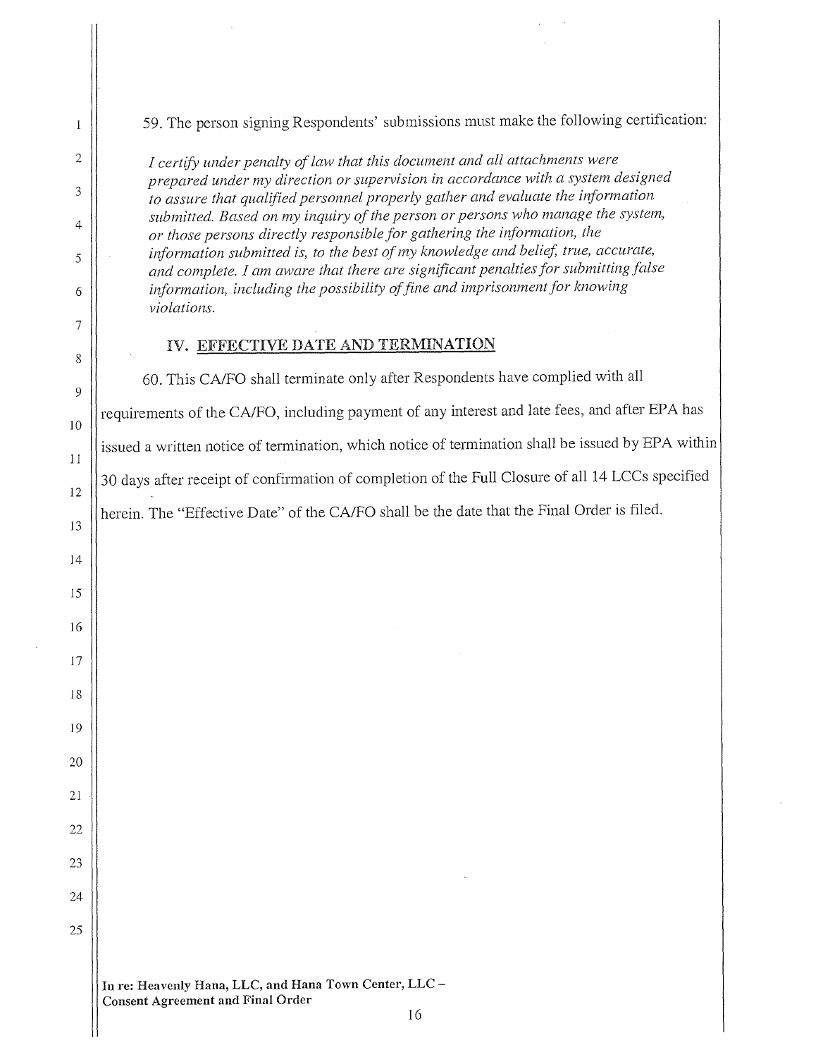59. The person signing Respondents' submissions must make the following certification:

> *I certify under penalty of law that this document and all attachments were prepared under my direction or supervision in accordance with a system designed to assure that qualified personnel properly gather and evaluate the information submitted. Based on my inquiry of the person or persons who manage the system, or those persons directly responsible for gathering the information, the information submitted is, to the best of my knowledge and belief, true, accurate, and complete. I am aware that there are significant penalties for submitting false information, including the possibility of fine and imprisonment for knowing violations.*

## IV. EFFECTIVE DATE AND TERMINATION

60. This CA/FO shall terminate only after Respondents have complied with all requirements of the CA/FO, including payment of any interest and late fees, and after EPA has issued a written notice of termination, which notice of termination shall be issued by EPA within 30 days after receipt of confirmation of completion of the Full Closure of all 14 LCCs specified herein. The "Effective Date" of the CA/FO shall be the date that the Final Order is filed.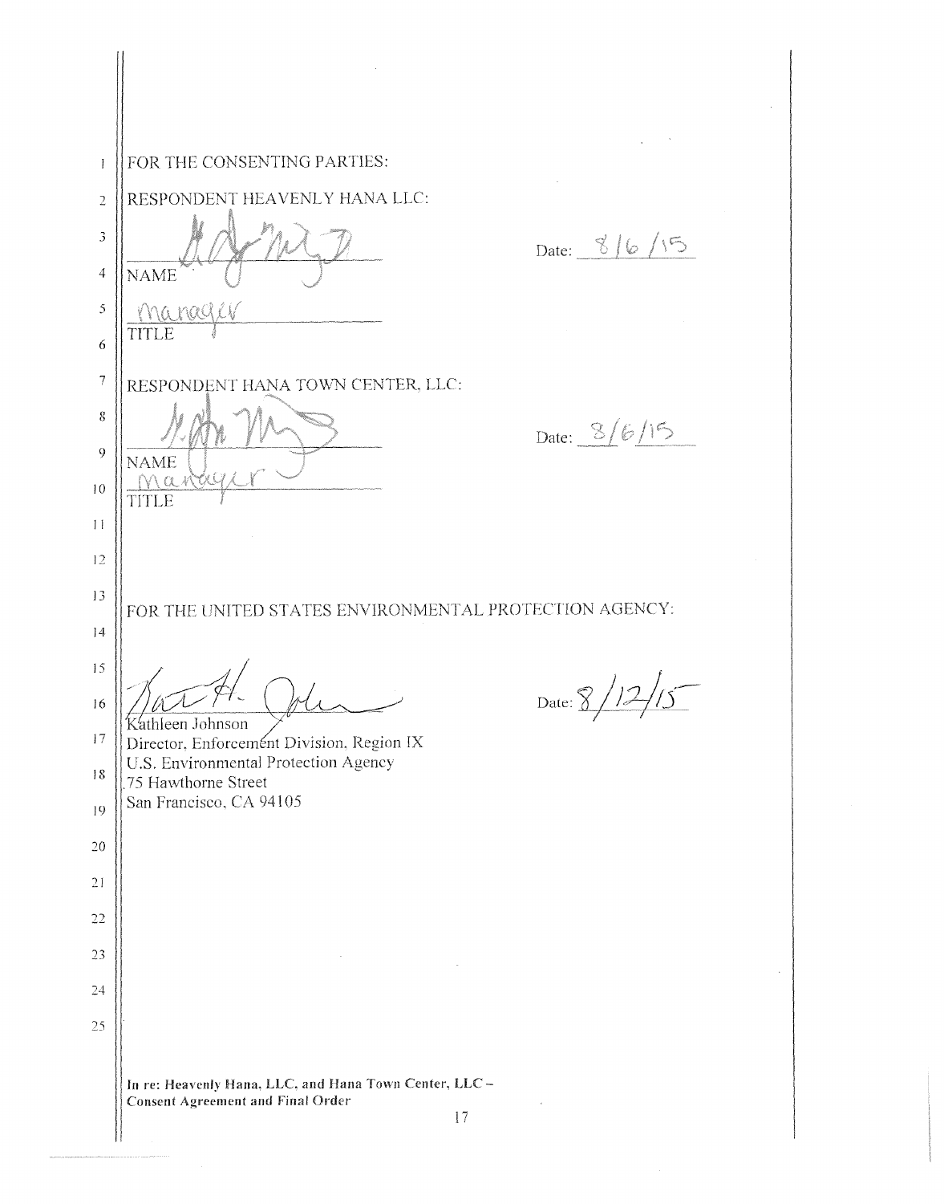FOR THE CONSENTING PARTIES:

RESPONDENT HEAVENLY HANA LLC:

\_\_\_\_\_\_\_\_\_\_\_\_\_\_\_\_\_\_\_\_\_\_\_\_ Date: 8/6/15

NAME

Manager

TITLE

RESPONDENT HANA TOWN CENTER, LLC:

\_\_\_\_\_\_\_\_\_\_\_\_\_\_\_\_\_\_\_\_\_\_\_\_ Date: 8/6/15

NAME

Manager

TITLE

FOR THE UNITED STATES ENVIRONMENTAL PROTECTION AGENCY:

\_\_\_\_\_\_\_\_\_\_\_\_\_\_\_\_\_\_\_\_\_\_\_\_ Date: 8/12/15

Kathleen Johnson
Director, Enforcement Division, Region IX
U.S. Environmental Protection Agency
75 Hawthorne Street
San Francisco, CA 94105

**In re: Heavenly Hana, LLC, and Hana Town Center, LLC – Consent Agreement and Final Order**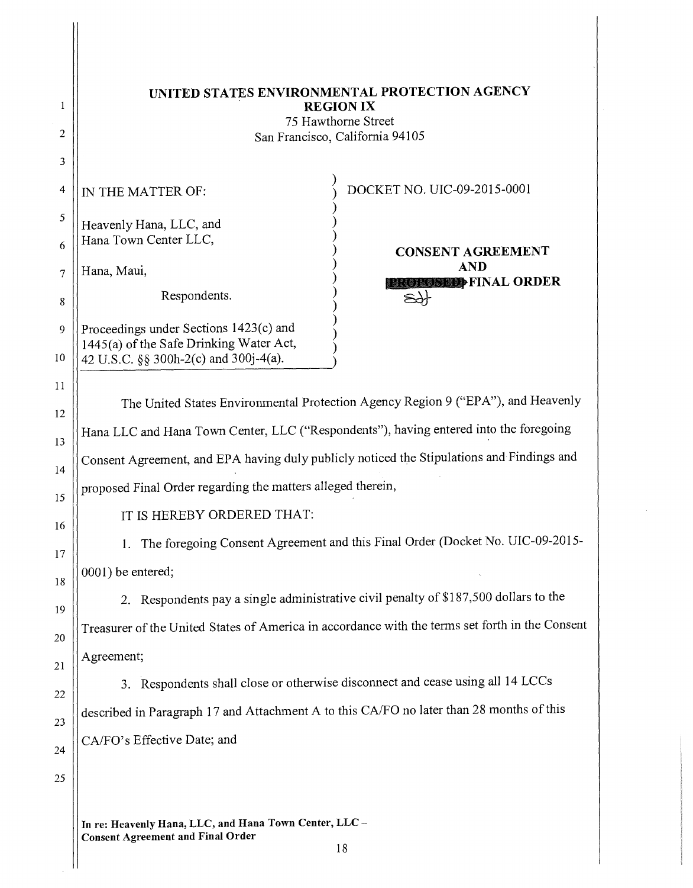**UNITED STATES ENVIRONMENTAL PROTECTION AGENCY**
**REGION IX**
75 Hawthorne Street
San Francisco, California 94105

IN THE MATTER OF:

Heavenly Hana, LLC, and
Hana Town Center LLC,

Hana, Maui,

Respondents.

Proceedings under Sections 1423(c) and 1445(a) of the Safe Drinking Water Act, 42 U.S.C. §§ 300h-2(c) and 300j-4(a).

DOCKET NO. UIC-09-2015-0001

**CONSENT AGREEMENT AND ~~PROPOSED~~ FINAL ORDER**

The United States Environmental Protection Agency Region 9 ("EPA"), and Heavenly Hana LLC and Hana Town Center, LLC ("Respondents"), having entered into the foregoing Consent Agreement, and EPA having duly publicly noticed the Stipulations and Findings and proposed Final Order regarding the matters alleged therein,

IT IS HEREBY ORDERED THAT:

1. The foregoing Consent Agreement and this Final Order (Docket No. UIC-09-2015-0001) be entered;

2. Respondents pay a single administrative civil penalty of $187,500 dollars to the Treasurer of the United States of America in accordance with the terms set forth in the Consent Agreement;

3. Respondents shall close or otherwise disconnect and cease using all 14 LCCs described in Paragraph 17 and Attachment A to this CA/FO no later than 28 months of this CA/FO's Effective Date; and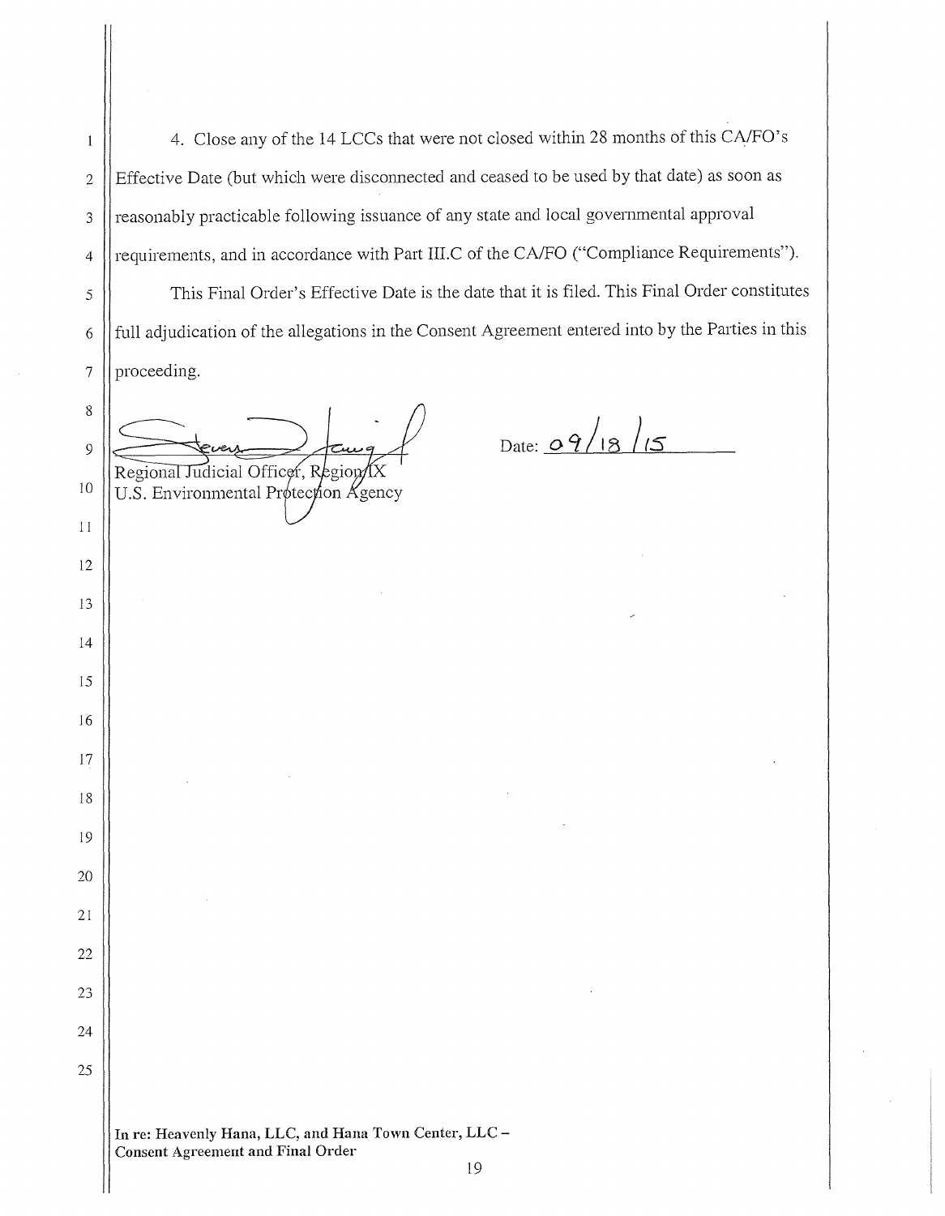4. Close any of the 14 LCCs that were not closed within 28 months of this CA/FO's Effective Date (but which were disconnected and ceased to be used by that date) as soon as reasonably practicable following issuance of any state and local governmental approval requirements, and in accordance with Part III.C of the CA/FO ("Compliance Requirements").

This Final Order's Effective Date is the date that it is filed. This Final Order constitutes full adjudication of the allegations in the Consent Agreement entered into by the Parties in this proceeding.

Regional Judicial Officer, Region IX
U.S. Environmental Protection Agency

Date: 09/18/15

In re: Heavenly Hana, LLC, and Hana Town Center, LLC –
Consent Agreement and Final Order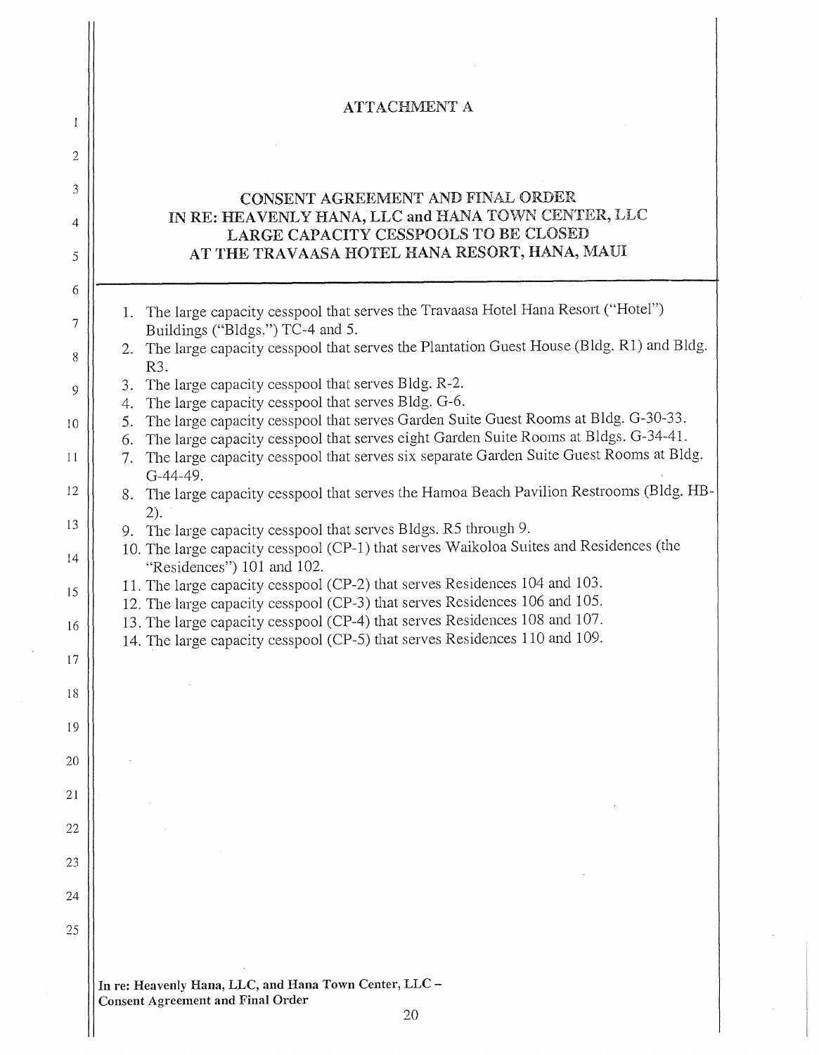# ATTACHMENT A

## CONSENT AGREEMENT AND FINAL ORDER IN RE: HEAVENLY HANA, LLC and HANA TOWN CENTER, LLC LARGE CAPACITY CESSPOOLS TO BE CLOSED AT THE TRAVAASA HOTEL HANA RESORT, HANA, MAUI

1. The large capacity cesspool that serves the Travaasa Hotel Hana Resort ("Hotel") Buildings ("Bldgs.") TC-4 and 5.
2. The large capacity cesspool that serves the Plantation Guest House (Bldg. R1) and Bldg. R3.
3. The large capacity cesspool that serves Bldg. R-2.
4. The large capacity cesspool that serves Bldg. G-6.
5. The large capacity cesspool that serves Garden Suite Guest Rooms at Bldg. G-30-33.
6. The large capacity cesspool that serves eight Garden Suite Rooms at Bldgs. G-34-41.
7. The large capacity cesspool that serves six separate Garden Suite Guest Rooms at Bldg. G-44-49.
8. The large capacity cesspool that serves the Hamoa Beach Pavilion Restrooms (Bldg. HB-2).
9. The large capacity cesspool that serves Bldgs. R5 through 9.
10. The large capacity cesspool (CP-1) that serves Waikoloa Suites and Residences (the "Residences") 101 and 102.
11. The large capacity cesspool (CP-2) that serves Residences 104 and 103.
12. The large capacity cesspool (CP-3) that serves Residences 106 and 105.
13. The large capacity cesspool (CP-4) that serves Residences 108 and 107.
14. The large capacity cesspool (CP-5) that serves Residences 110 and 109.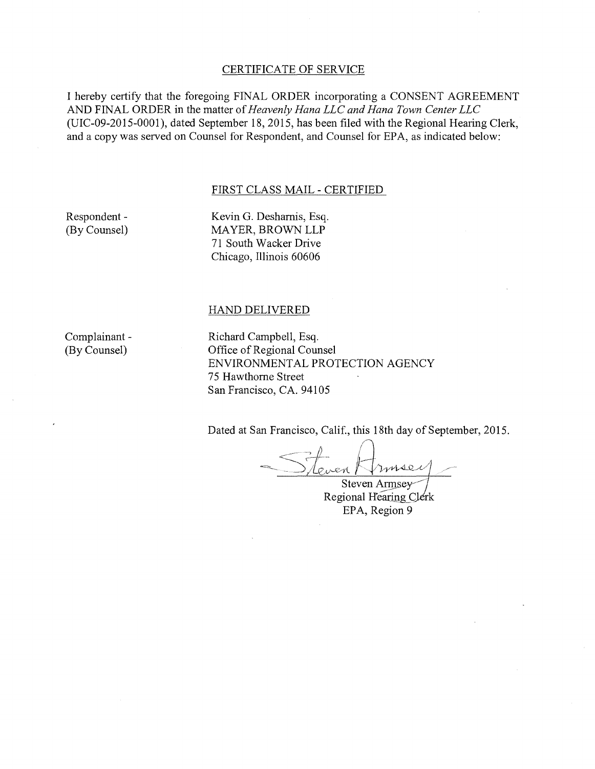## CERTIFICATE OF SERVICE

I hereby certify that the foregoing FINAL ORDER incorporating a CONSENT AGREEMENT AND FINAL ORDER in the matter of *Heavenly Hana LLC and Hana Town Center LLC* (UIC-09-2015-0001), dated September 18, 2015, has been filed with the Regional Hearing Clerk, and a copy was served on Counsel for Respondent, and Counsel for EPA, as indicated below:

### FIRST CLASS MAIL - CERTIFIED

Respondent - (By Counsel)

Kevin G. Desharnis, Esq.
MAYER, BROWN LLP
71 South Wacker Drive
Chicago, Illinois 60606

### HAND DELIVERED

Complainant - (By Counsel)

Richard Campbell, Esq.
Office of Regional Counsel
ENVIRONMENTAL PROTECTION AGENCY
75 Hawthorne Street
San Francisco, CA. 94105

Dated at San Francisco, Calif., this 18th day of September, 2015.

Steven Armsey
Regional Hearing Clerk
EPA, Region 9